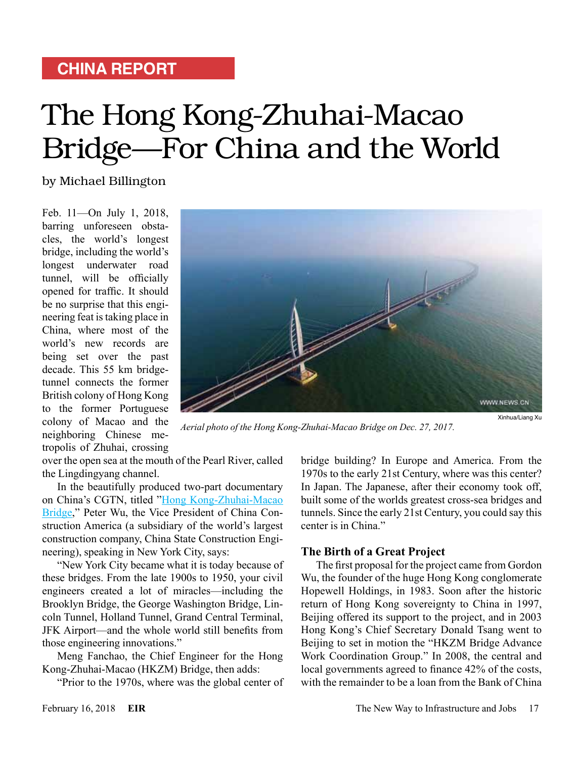CHINA REPORT

# The Hong Kong-Zhuhai-Macao Bridge—For China and the World

by Michael Billington

Feb. 11—On July 1, 2018, barring unforeseen obstacles, the world's longest bridge, including the world's longest underwater road tunnel, will be officially opened for traffic. It should be no surprise that this engineering feat is taking place in China, where most of the world's new records are being set over the past decade. This 55 km bridge-tunnel connects the former British colony of Hong Kong to the former Portuguese colony of Macao and the neighboring Chinese metropolis of Zhuhai, crossing over the open sea at the mouth of the Pearl River, called the Lingdingyang channel.

Xinhua/Liang Xu

*Aerial photo of the Hong Kong-Zhuhai-Macao Bridge on Dec. 27, 2017.*

In the beautifully produced two-part documentary on China's CGTN, titled "Hong Kong-Zhuhai-Macao Bridge," Peter Wu, the Vice President of China Construction America (a subsidiary of the world's largest construction company, China State Construction Engineering), speaking in New York City, says:

"New York City became what it is today because of these bridges. From the late 1900s to 1950, your civil engineers created a lot of miracles—including the Brooklyn Bridge, the George Washington Bridge, Lincoln Tunnel, Holland Tunnel, Grand Central Terminal, JFK Airport—and the whole world still benefits from those engineering innovations."

Meng Fanchao, the Chief Engineer for the Hong Kong-Zhuhai-Macao (HKZM) Bridge, then adds:

"Prior to the 1970s, where was the global center of bridge building? In Europe and America. From the 1970s to the early 21st Century, where was this center? In Japan. The Japanese, after their economy took off, built some of the worlds greatest cross-sea bridges and tunnels. Since the early 21st Century, you could say this center is in China."

### The Birth of a Great Project

The first proposal for the project came from Gordon Wu, the founder of the huge Hong Kong conglomerate Hopewell Holdings, in 1983. Soon after the historic return of Hong Kong sovereignty to China in 1997, Beijing offered its support to the project, and in 2003 Hong Kong's Chief Secretary Donald Tsang went to Beijing to set in motion the "HKZM Bridge Advance Work Coordination Group." In 2008, the central and local governments agreed to finance 42% of the costs, with the remainder to be a loan from the Bank of China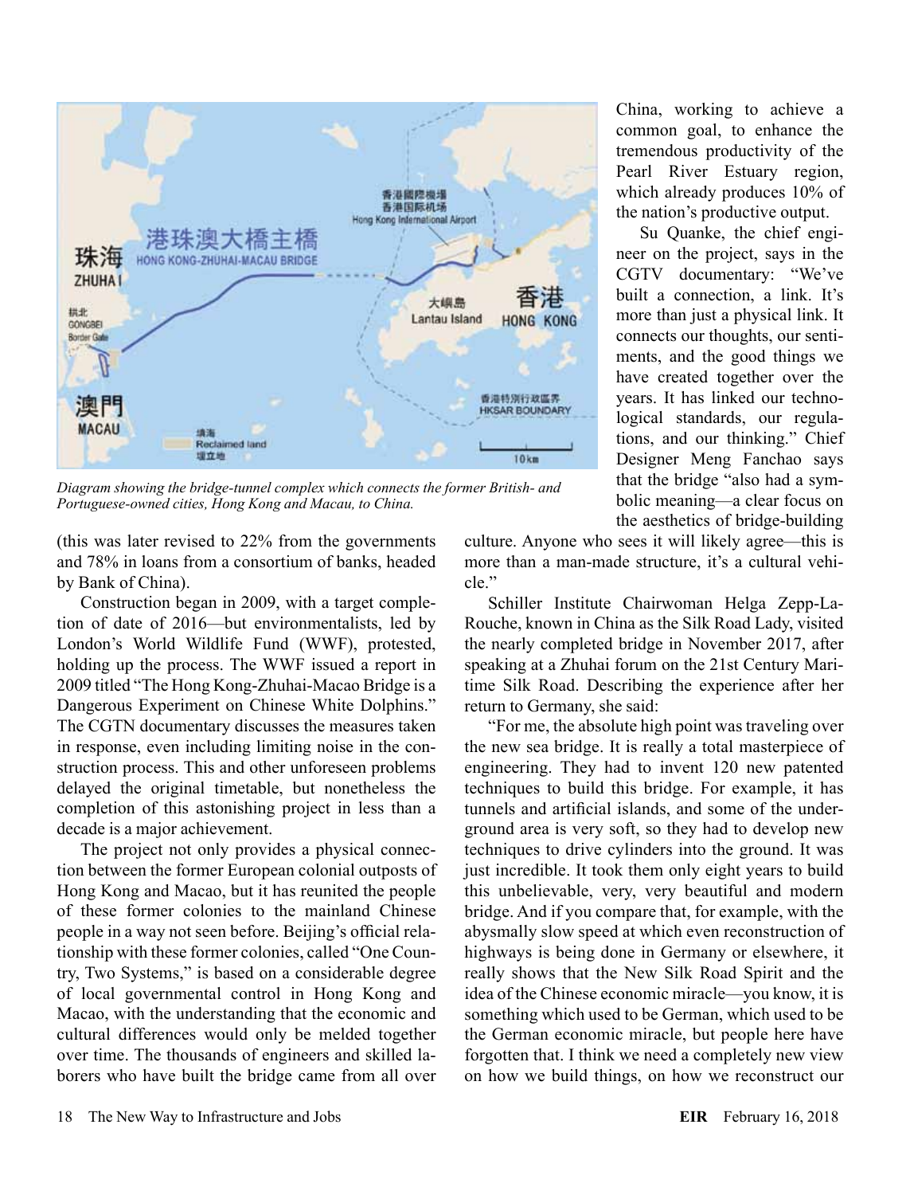*Diagram showing the bridge-tunnel complex which connects the former British- and Portuguese-owned cities, Hong Kong and Macau, to China.*

(this was later revised to 22% from the governments and 78% in loans from a consortium of banks, headed by Bank of China).

Construction began in 2009, with a target completion of date of 2016—but environmentalists, led by London's World Wildlife Fund (WWF), protested, holding up the process. The WWF issued a report in 2009 titled "The Hong Kong-Zhuhai-Macao Bridge is a Dangerous Experiment on Chinese White Dolphins." The CGTN documentary discusses the measures taken in response, even including limiting noise in the construction process. This and other unforeseen problems delayed the original timetable, but nonetheless the completion of this astonishing project in less than a decade is a major achievement.

The project not only provides a physical connection between the former European colonial outposts of Hong Kong and Macao, but it has reunited the people of these former colonies to the mainland Chinese people in a way not seen before. Beijing's official relationship with these former colonies, called "One Country, Two Systems," is based on a considerable degree of local governmental control in Hong Kong and Macao, with the understanding that the economic and cultural differences would only be melded together over time. The thousands of engineers and skilled laborers who have built the bridge came from all over China, working to achieve a common goal, to enhance the tremendous productivity of the Pearl River Estuary region, which already produces 10% of the nation's productive output.

Su Quanke, the chief engineer on the project, says in the CGTV documentary: "We've built a connection, a link. It's more than just a physical link. It connects our thoughts, our sentiments, and the good things we have created together over the years. It has linked our technological standards, our regulations, and our thinking." Chief Designer Meng Fanchao says that the bridge "also had a symbolic meaning—a clear focus on the aesthetics of bridge-building culture. Anyone who sees it will likely agree—this is more than a man-made structure, it's a cultural vehicle."

Schiller Institute Chairwoman Helga Zepp-LaRouche, known in China as the Silk Road Lady, visited the nearly completed bridge in November 2017, after speaking at a Zhuhai forum on the 21st Century Maritime Silk Road. Describing the experience after her return to Germany, she said:

"For me, the absolute high point was traveling over the new sea bridge. It is really a total masterpiece of engineering. They had to invent 120 new patented techniques to build this bridge. For example, it has tunnels and artificial islands, and some of the underground area is very soft, so they had to develop new techniques to drive cylinders into the ground. It was just incredible. It took them only eight years to build this unbelievable, very, very beautiful and modern bridge. And if you compare that, for example, with the abysmally slow speed at which even reconstruction of highways is being done in Germany or elsewhere, it really shows that the New Silk Road Spirit and the idea of the Chinese economic miracle—you know, it is something which used to be German, which used to be the German economic miracle, but people here have forgotten that. I think we need a completely new view on how we build things, on how we reconstruct our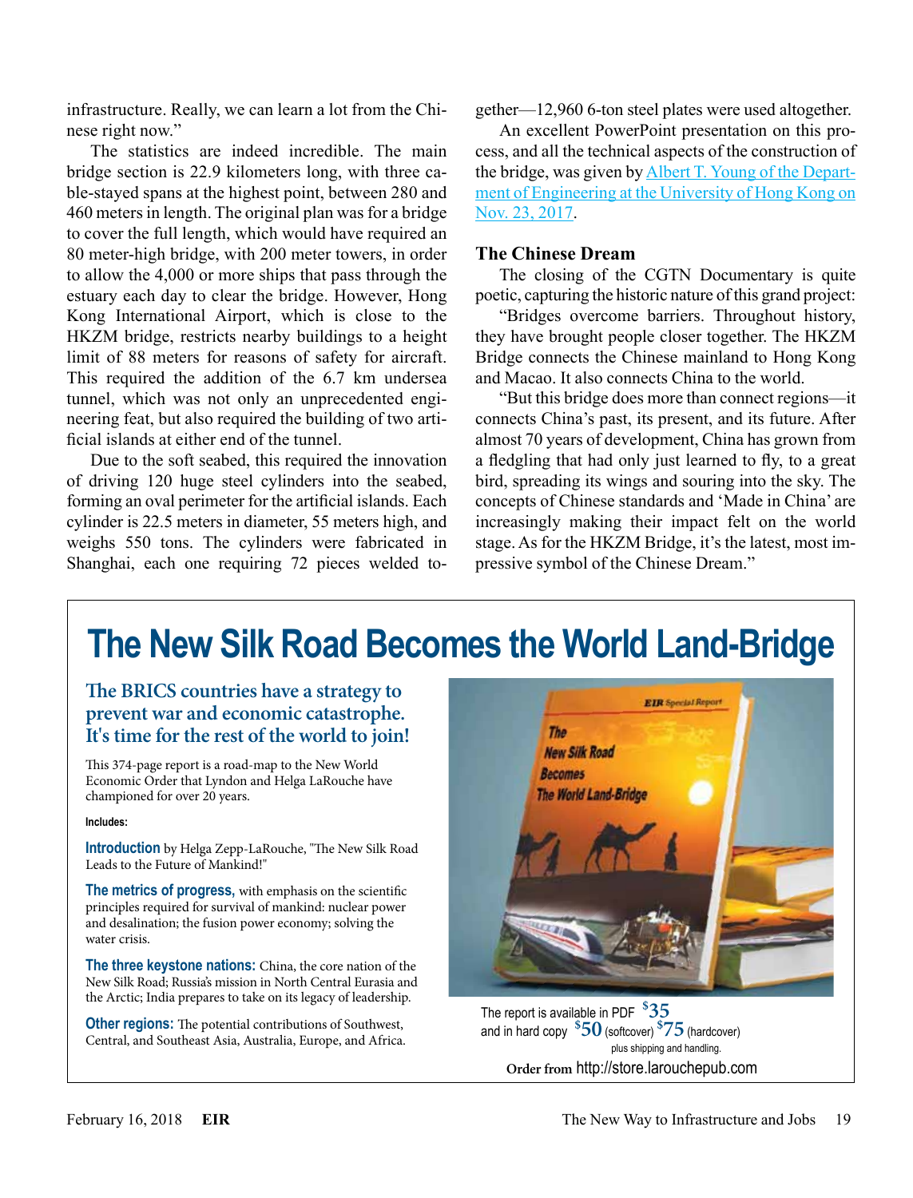infrastructure. Really, we can learn a lot from the Chinese right now."

The statistics are indeed incredible. The main bridge section is 22.9 kilometers long, with three cable-stayed spans at the highest point, between 280 and 460 meters in length. The original plan was for a bridge to cover the full length, which would have required an 80 meter-high bridge, with 200 meter towers, in order to allow the 4,000 or more ships that pass through the estuary each day to clear the bridge. However, Hong Kong International Airport, which is close to the HKZM bridge, restricts nearby buildings to a height limit of 88 meters for reasons of safety for aircraft. This required the addition of the 6.7 km undersea tunnel, which was not only an unprecedented engineering feat, but also required the building of two artificial islands at either end of the tunnel.

Due to the soft seabed, this required the innovation of driving 120 huge steel cylinders into the seabed, forming an oval perimeter for the artificial islands. Each cylinder is 22.5 meters in diameter, 55 meters high, and weighs 550 tons. The cylinders were fabricated in Shanghai, each one requiring 72 pieces welded together—12,960 6-ton steel plates were used altogether.

An excellent PowerPoint presentation on this process, and all the technical aspects of the construction of the bridge, was given by Albert T. Young of the Department of Engineering at the University of Hong Kong on Nov. 23, 2017.

### The Chinese Dream

The closing of the CGTN Documentary is quite poetic, capturing the historic nature of this grand project:

"Bridges overcome barriers. Throughout history, they have brought people closer together. The HKZM Bridge connects the Chinese mainland to Hong Kong and Macao. It also connects China to the world.

"But this bridge does more than connect regions—it connects China's past, its present, and its future. After almost 70 years of development, China has grown from a fledgling that had only just learned to fly, to a great bird, spreading its wings and souring into the sky. The concepts of Chinese standards and 'Made in China' are increasingly making their impact felt on the world stage. As for the HKZM Bridge, it's the latest, most impressive symbol of the Chinese Dream."

## The New Silk Road Becomes the World Land-Bridge

### The BRICS countries have a strategy to prevent war and economic catastrophe. It's time for the rest of the world to join!

This 374-page report is a road-map to the New World Economic Order that Lyndon and Helga LaRouche have championed for over 20 years.

**Includes:**

**Introduction** by Helga Zepp-LaRouche, "The New Silk Road Leads to the Future of Mankind!"

**The metrics of progress,** with emphasis on the scientific principles required for survival of mankind: nuclear power and desalination; the fusion power economy; solving the water crisis.

**The three keystone nations:** China, the core nation of the New Silk Road; Russia's mission in North Central Eurasia and the Arctic; India prepares to take on its legacy of leadership.

**Other regions:** The potential contributions of Southwest, Central, and Southeast Asia, Australia, Europe, and Africa.

The report is available in PDF $35 and in hard copy $50 (softcover) $75 (hardcover) plus shipping and handling.

**Order from** http://store.larouchepub.com